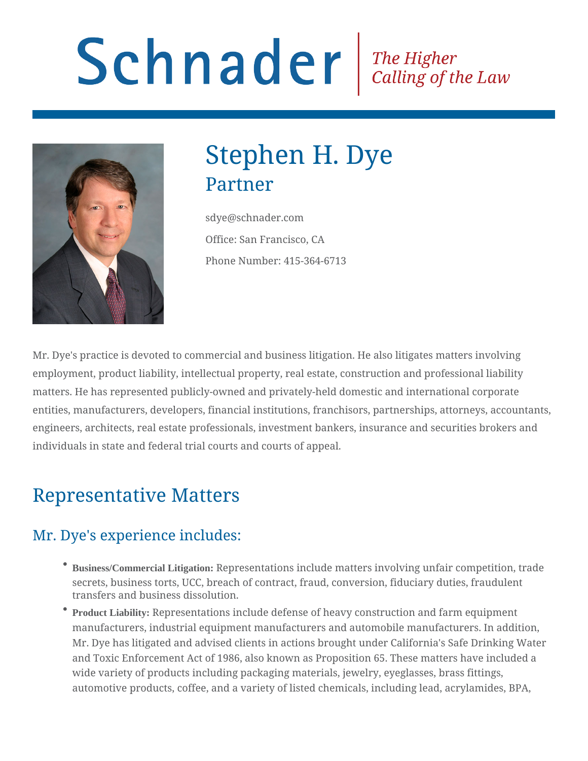# Schnader

*The Higher Calling of the Law*

# Stephen H. Dye

## Partner

sdye@schnader.com

Office: San Francisco, CA

Phone Number: 415-364-6713

Mr. Dye's practice is devoted to commercial and business litigation. He also litigates matters involving employment, product liability, intellectual property, real estate, construction and professional liability matters. He has represented publicly-owned and privately-held domestic and international corporate entities, manufacturers, developers, financial institutions, franchisors, partnerships, attorneys, accountants, engineers, architects, real estate professionals, investment bankers, insurance and securities brokers and individuals in state and federal trial courts and courts of appeal.

## Representative Matters

### Mr. Dye's experience includes:

- **Business/Commercial Litigation:** Representations include matters involving unfair competition, trade secrets, business torts, UCC, breach of contract, fraud, conversion, fiduciary duties, fraudulent transfers and business dissolution.
- **Product Liability:** Representations include defense of heavy construction and farm equipment manufacturers, industrial equipment manufacturers and automobile manufacturers. In addition, Mr. Dye has litigated and advised clients in actions brought under California's Safe Drinking Water and Toxic Enforcement Act of 1986, also known as Proposition 65. These matters have included a wide variety of products including packaging materials, jewelry, eyeglasses, brass fittings, automotive products, coffee, and a variety of listed chemicals, including lead, acrylamides, BPA,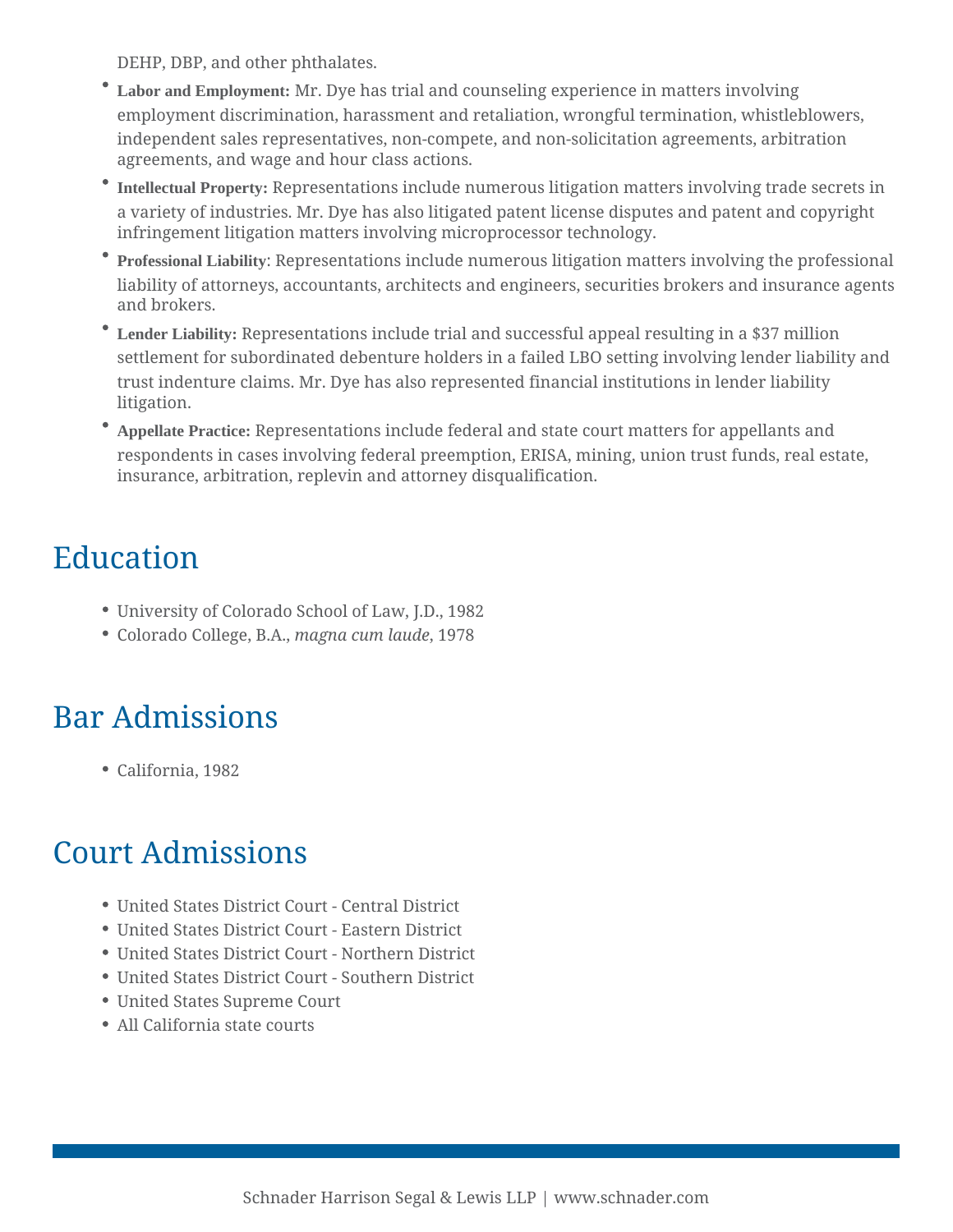DEHP, DBP, and other phthalates.

- **Labor and Employment:** Mr. Dye has trial and counseling experience in matters involving employment discrimination, harassment and retaliation, wrongful termination, whistleblowers, independent sales representatives, non-compete, and non-solicitation agreements, arbitration agreements, and wage and hour class actions.
- **Intellectual Property:** Representations include numerous litigation matters involving trade secrets in a variety of industries. Mr. Dye has also litigated patent license disputes and patent and copyright infringement litigation matters involving microprocessor technology.
- **Professional Liability**: Representations include numerous litigation matters involving the professional liability of attorneys, accountants, architects and engineers, securities brokers and insurance agents and brokers.
- **Lender Liability:** Representations include trial and successful appeal resulting in a $37 million settlement for subordinated debenture holders in a failed LBO setting involving lender liability and trust indenture claims. Mr. Dye has also represented financial institutions in lender liability litigation.
- **Appellate Practice:** Representations include federal and state court matters for appellants and respondents in cases involving federal preemption, ERISA, mining, union trust funds, real estate, insurance, arbitration, replevin and attorney disqualification.

## Education

- University of Colorado School of Law, J.D., 1982
- Colorado College, B.A., *magna cum laude*, 1978

## Bar Admissions

- California, 1982

## Court Admissions

- United States District Court - Central District
- United States District Court - Eastern District
- United States District Court - Northern District
- United States District Court - Southern District
- United States Supreme Court
- All California state courts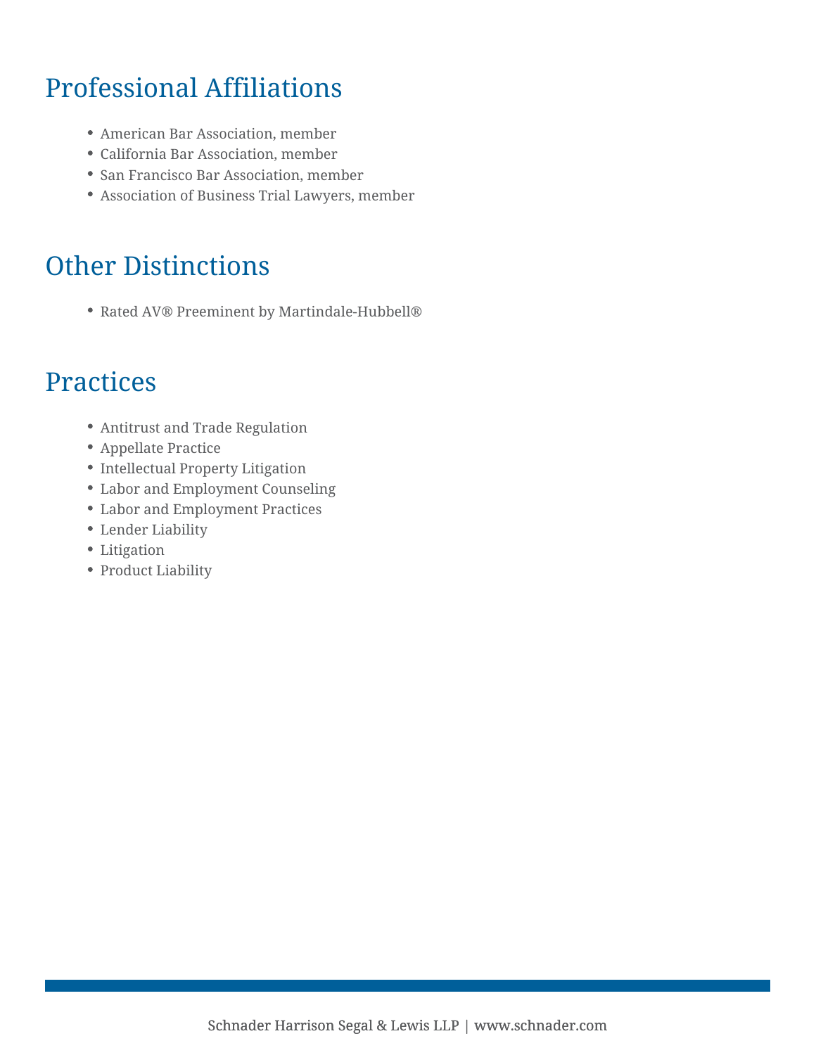## Professional Affiliations

- American Bar Association, member
- California Bar Association, member
- San Francisco Bar Association, member
- Association of Business Trial Lawyers, member

## Other Distinctions

- Rated AV® Preeminent by Martindale-Hubbell®

## Practices

- Antitrust and Trade Regulation
- Appellate Practice
- Intellectual Property Litigation
- Labor and Employment Counseling
- Labor and Employment Practices
- Lender Liability
- Litigation
- Product Liability